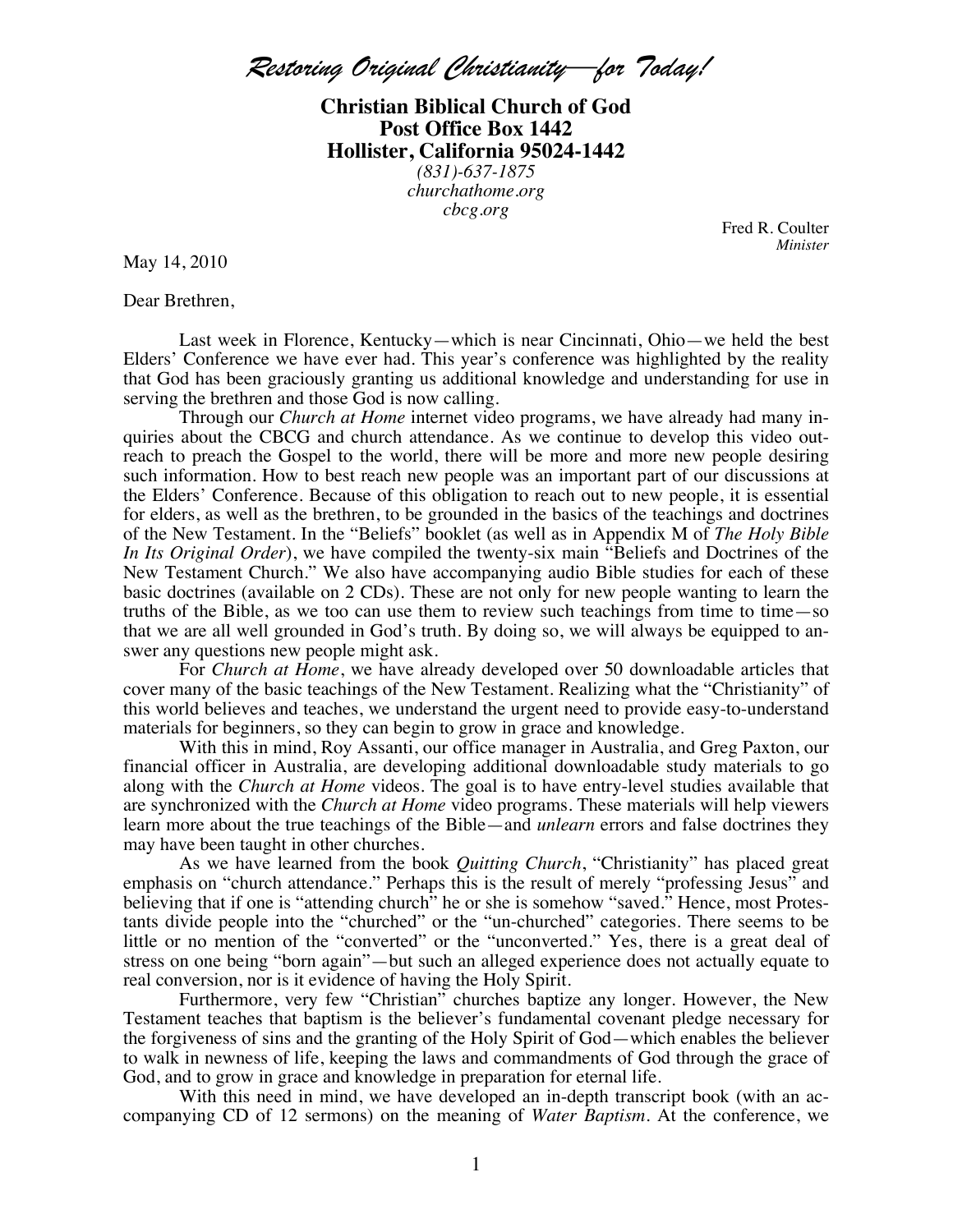*Restoring Original Christianity—for Today!*

**Christian Biblical Church of God**
**Post Office Box 1442**
**Hollister, California 95024-1442**
*(831)-637-1875*
*churchathome.org*
*cbcg.org*

Fred R. Coulter
*Minister*

May 14, 2010

Dear Brethren,

Last week in Florence, Kentucky—which is near Cincinnati, Ohio—we held the best Elders' Conference we have ever had. This year's conference was highlighted by the reality that God has been graciously granting us additional knowledge and understanding for use in serving the brethren and those God is now calling.

Through our *Church at Home* internet video programs, we have already had many inquiries about the CBCG and church attendance. As we continue to develop this video outreach to preach the Gospel to the world, there will be more and more new people desiring such information. How to best reach new people was an important part of our discussions at the Elders' Conference. Because of this obligation to reach out to new people, it is essential for elders, as well as the brethren, to be grounded in the basics of the teachings and doctrines of the New Testament. In the "Beliefs" booklet (as well as in Appendix M of *The Holy Bible In Its Original Order*), we have compiled the twenty-six main "Beliefs and Doctrines of the New Testament Church." We also have accompanying audio Bible studies for each of these basic doctrines (available on 2 CDs). These are not only for new people wanting to learn the truths of the Bible, as we too can use them to review such teachings from time to time—so that we are all well grounded in God's truth. By doing so, we will always be equipped to answer any questions new people might ask.

For *Church at Home*, we have already developed over 50 downloadable articles that cover many of the basic teachings of the New Testament. Realizing what the "Christianity" of this world believes and teaches, we understand the urgent need to provide easy-to-understand materials for beginners, so they can begin to grow in grace and knowledge.

With this in mind, Roy Assanti, our office manager in Australia, and Greg Paxton, our financial officer in Australia, are developing additional downloadable study materials to go along with the *Church at Home* videos. The goal is to have entry-level studies available that are synchronized with the *Church at Home* video programs. These materials will help viewers learn more about the true teachings of the Bible—and *unlearn* errors and false doctrines they may have been taught in other churches.

As we have learned from the book *Quitting Church*, "Christianity" has placed great emphasis on "church attendance." Perhaps this is the result of merely "professing Jesus" and believing that if one is "attending church" he or she is somehow "saved." Hence, most Protestants divide people into the "churched" or the "un-churched" categories. There seems to be little or no mention of the "converted" or the "unconverted." Yes, there is a great deal of stress on one being "born again"—but such an alleged experience does not actually equate to real conversion, nor is it evidence of having the Holy Spirit.

Furthermore, very few "Christian" churches baptize any longer. However, the New Testament teaches that baptism is the believer's fundamental covenant pledge necessary for the forgiveness of sins and the granting of the Holy Spirit of God—which enables the believer to walk in newness of life, keeping the laws and commandments of God through the grace of God, and to grow in grace and knowledge in preparation for eternal life.

With this need in mind, we have developed an in-depth transcript book (with an accompanying CD of 12 sermons) on the meaning of *Water Baptism*. At the conference, we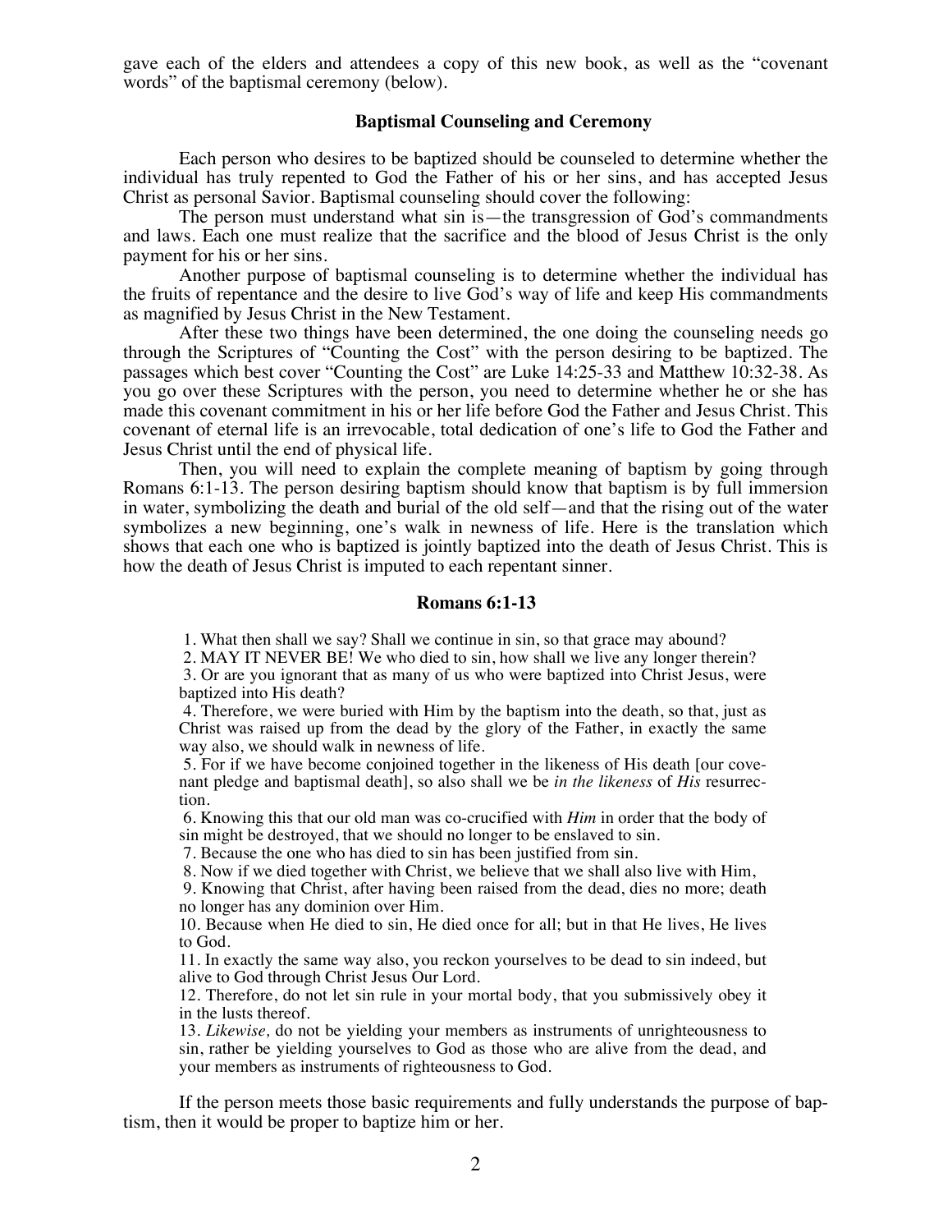gave each of the elders and attendees a copy of this new book, as well as the "covenant words" of the baptismal ceremony (below).

### Baptismal Counseling and Ceremony

Each person who desires to be baptized should be counseled to determine whether the individual has truly repented to God the Father of his or her sins, and has accepted Jesus Christ as personal Savior. Baptismal counseling should cover the following:

The person must understand what sin is—the transgression of God's commandments and laws. Each one must realize that the sacrifice and the blood of Jesus Christ is the only payment for his or her sins.

Another purpose of baptismal counseling is to determine whether the individual has the fruits of repentance and the desire to live God's way of life and keep His commandments as magnified by Jesus Christ in the New Testament.

After these two things have been determined, the one doing the counseling needs go through the Scriptures of "Counting the Cost" with the person desiring to be baptized. The passages which best cover "Counting the Cost" are Luke 14:25-33 and Matthew 10:32-38. As you go over these Scriptures with the person, you need to determine whether he or she has made this covenant commitment in his or her life before God the Father and Jesus Christ. This covenant of eternal life is an irrevocable, total dedication of one's life to God the Father and Jesus Christ until the end of physical life.

Then, you will need to explain the complete meaning of baptism by going through Romans 6:1-13. The person desiring baptism should know that baptism is by full immersion in water, symbolizing the death and burial of the old self—and that the rising out of the water symbolizes a new beginning, one's walk in newness of life. Here is the translation which shows that each one who is baptized is jointly baptized into the death of Jesus Christ. This is how the death of Jesus Christ is imputed to each repentant sinner.

### Romans 6:1-13

> 1. What then shall we say? Shall we continue in sin, so that grace may abound?
> 2. MAY IT NEVER BE! We who died to sin, how shall we live any longer therein?
> 3. Or are you ignorant that as many of us who were baptized into Christ Jesus, were baptized into His death?
> 4. Therefore, we were buried with Him by the baptism into the death, so that, just as Christ was raised up from the dead by the glory of the Father, in exactly the same way also, we should walk in newness of life.
> 5. For if we have become conjoined together in the likeness of His death [our covenant pledge and baptismal death], so also shall we be *in the likeness* of *His* resurrection.
> 6. Knowing this that our old man was co-crucified with *Him* in order that the body of sin might be destroyed, that we should no longer to be enslaved to sin.
> 7. Because the one who has died to sin has been justified from sin.
> 8. Now if we died together with Christ, we believe that we shall also live with Him,
> 9. Knowing that Christ, after having been raised from the dead, dies no more; death no longer has any dominion over Him.
> 10. Because when He died to sin, He died once for all; but in that He lives, He lives to God.
> 11. In exactly the same way also, you reckon yourselves to be dead to sin indeed, but alive to God through Christ Jesus Our Lord.
> 12. Therefore, do not let sin rule in your mortal body, that you submissively obey it in the lusts thereof.
> 13. *Likewise,* do not be yielding your members as instruments of unrighteousness to sin, rather be yielding yourselves to God as those who are alive from the dead, and your members as instruments of righteousness to God.

If the person meets those basic requirements and fully understands the purpose of baptism, then it would be proper to baptize him or her.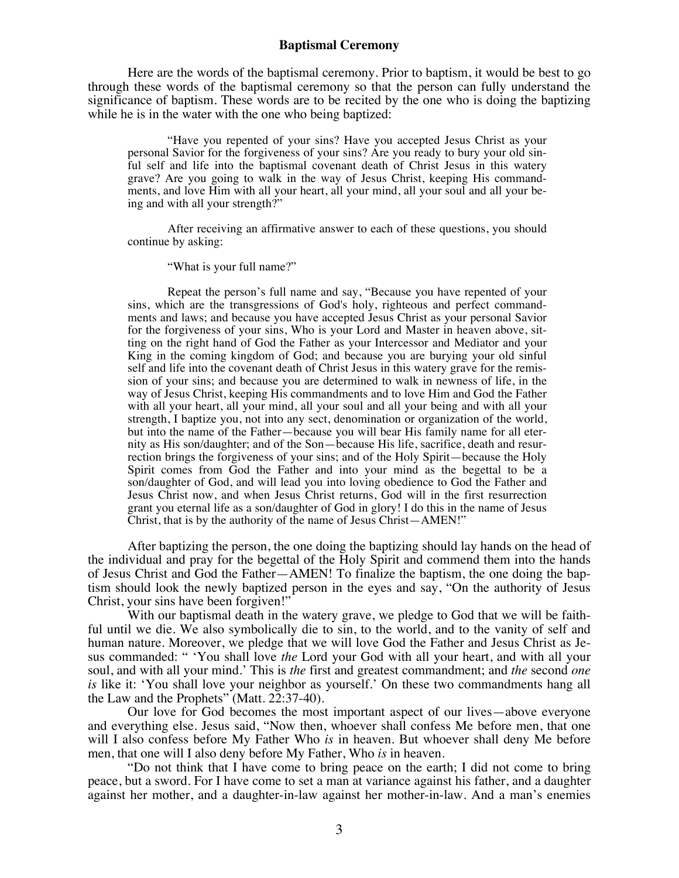## Baptismal Ceremony

Here are the words of the baptismal ceremony. Prior to baptism, it would be best to go through these words of the baptismal ceremony so that the person can fully understand the significance of baptism. These words are to be recited by the one who is doing the baptizing while he is in the water with the one who being baptized:

> "Have you repented of your sins? Have you accepted Jesus Christ as your personal Savior for the forgiveness of your sins? Are you ready to bury your old sinful self and life into the baptismal covenant death of Christ Jesus in this watery grave? Are you going to walk in the way of Jesus Christ, keeping His commandments, and love Him with all your heart, all your mind, all your soul and all your being and with all your strength?"
>
> After receiving an affirmative answer to each of these questions, you should continue by asking:
>
> "What is your full name?"
>
> Repeat the person's full name and say, "Because you have repented of your sins, which are the transgressions of God's holy, righteous and perfect commandments and laws; and because you have accepted Jesus Christ as your personal Savior for the forgiveness of your sins, Who is your Lord and Master in heaven above, sitting on the right hand of God the Father as your Intercessor and Mediator and your King in the coming kingdom of God; and because you are burying your old sinful self and life into the covenant death of Christ Jesus in this watery grave for the remission of your sins; and because you are determined to walk in newness of life, in the way of Jesus Christ, keeping His commandments and to love Him and God the Father with all your heart, all your mind, all your soul and all your being and with all your strength, I baptize you, not into any sect, denomination or organization of the world, but into the name of the Father—because you will bear His family name for all eternity as His son/daughter; and of the Son—because His life, sacrifice, death and resurrection brings the forgiveness of your sins; and of the Holy Spirit—because the Holy Spirit comes from God the Father and into your mind as the begettal to be a son/daughter of God, and will lead you into loving obedience to God the Father and Jesus Christ now, and when Jesus Christ returns, God will in the first resurrection grant you eternal life as a son/daughter of God in glory! I do this in the name of Jesus Christ, that is by the authority of the name of Jesus Christ—AMEN!"

After baptizing the person, the one doing the baptizing should lay hands on the head of the individual and pray for the begettal of the Holy Spirit and commend them into the hands of Jesus Christ and God the Father—AMEN! To finalize the baptism, the one doing the baptism should look the newly baptized person in the eyes and say, "On the authority of Jesus Christ, your sins have been forgiven!"

With our baptismal death in the watery grave, we pledge to God that we will be faithful until we die. We also symbolically die to sin, to the world, and to the vanity of self and human nature. Moreover, we pledge that we will love God the Father and Jesus Christ as Jesus commanded: " 'You shall love *the* Lord your God with all your heart, and with all your soul, and with all your mind.' This is *the* first and greatest commandment; and *the* second *one is* like it: 'You shall love your neighbor as yourself.' On these two commandments hang all the Law and the Prophets" (Matt. 22:37-40).

Our love for God becomes the most important aspect of our lives—above everyone and everything else. Jesus said, "Now then, whoever shall confess Me before men, that one will I also confess before My Father Who *is* in heaven. But whoever shall deny Me before men, that one will I also deny before My Father, Who *is* in heaven.

"Do not think that I have come to bring peace on the earth; I did not come to bring peace, but a sword. For I have come to set a man at variance against his father, and a daughter against her mother, and a daughter-in-law against her mother-in-law. And a man's enemies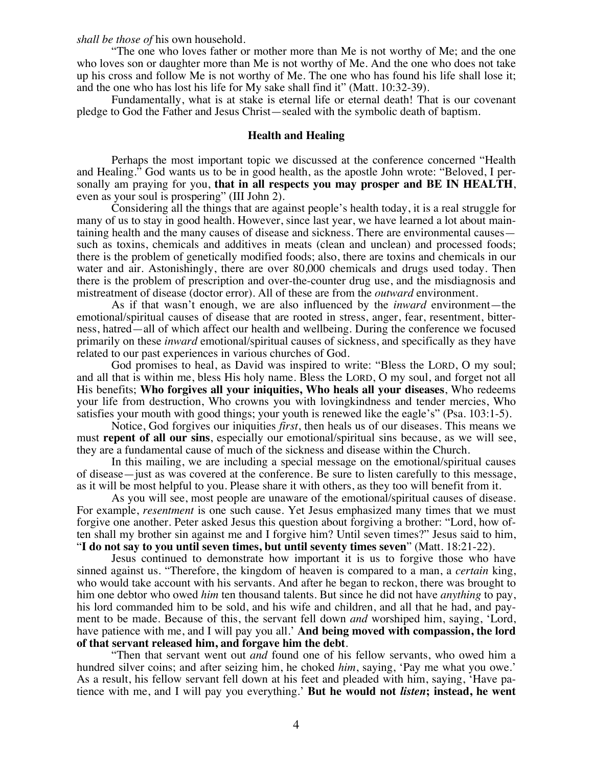*shall be those of* his own household.

"The one who loves father or mother more than Me is not worthy of Me; and the one who loves son or daughter more than Me is not worthy of Me. And the one who does not take up his cross and follow Me is not worthy of Me. The one who has found his life shall lose it; and the one who has lost his life for My sake shall find it" (Matt. 10:32-39).

Fundamentally, what is at stake is eternal life or eternal death! That is our covenant pledge to God the Father and Jesus Christ—sealed with the symbolic death of baptism.

### Health and Healing

Perhaps the most important topic we discussed at the conference concerned "Health and Healing." God wants us to be in good health, as the apostle John wrote: "Beloved, I personally am praying for you, **that in all respects you may prosper and BE IN HEALTH**, even as your soul is prospering" (III John 2).

Considering all the things that are against people's health today, it is a real struggle for many of us to stay in good health. However, since last year, we have learned a lot about maintaining health and the many causes of disease and sickness. There are environmental causes—such as toxins, chemicals and additives in meats (clean and unclean) and processed foods; there is the problem of genetically modified foods; also, there are toxins and chemicals in our water and air. Astonishingly, there are over 80,000 chemicals and drugs used today. Then there is the problem of prescription and over-the-counter drug use, and the misdiagnosis and mistreatment of disease (doctor error). All of these are from the *outward* environment.

As if that wasn't enough, we are also influenced by the *inward* environment—the emotional/spiritual causes of disease that are rooted in stress, anger, fear, resentment, bitterness, hatred—all of which affect our health and wellbeing. During the conference we focused primarily on these *inward* emotional/spiritual causes of sickness, and specifically as they have related to our past experiences in various churches of God.

God promises to heal, as David was inspired to write: "Bless the LORD, O my soul; and all that is within me, bless His holy name. Bless the LORD, O my soul, and forget not all His benefits; **Who forgives all your iniquities, Who heals all your diseases**, Who redeems your life from destruction, Who crowns you with lovingkindness and tender mercies, Who satisfies your mouth with good things; your youth is renewed like the eagle's" (Psa. 103:1-5).

Notice, God forgives our iniquities *first*, then heals us of our diseases. This means we must **repent of all our sins**, especially our emotional/spiritual sins because, as we will see, they are a fundamental cause of much of the sickness and disease within the Church.

In this mailing, we are including a special message on the emotional/spiritual causes of disease—just as was covered at the conference. Be sure to listen carefully to this message, as it will be most helpful to you. Please share it with others, as they too will benefit from it.

As you will see, most people are unaware of the emotional/spiritual causes of disease. For example, *resentment* is one such cause. Yet Jesus emphasized many times that we must forgive one another. Peter asked Jesus this question about forgiving a brother: "Lord, how often shall my brother sin against me and I forgive him? Until seven times?" Jesus said to him, "**I do not say to you until seven times, but until seventy times seven**" (Matt. 18:21-22).

Jesus continued to demonstrate how important it is us to forgive those who have sinned against us. "Therefore, the kingdom of heaven is compared to a man, a *certain* king, who would take account with his servants. And after he began to reckon, there was brought to him one debtor who owed *him* ten thousand talents. But since he did not have *anything* to pay, his lord commanded him to be sold, and his wife and children, and all that he had, and payment to be made. Because of this, the servant fell down *and* worshiped him, saying, 'Lord, have patience with me, and I will pay you all.' **And being moved with compassion, the lord of that servant released him, and forgave him the debt**.

"Then that servant went out *and* found one of his fellow servants, who owed him a hundred silver coins; and after seizing him, he choked *him*, saying, 'Pay me what you owe.' As a result, his fellow servant fell down at his feet and pleaded with him, saying, 'Have patience with me, and I will pay you everything.' **But he would not *listen*; instead, he went**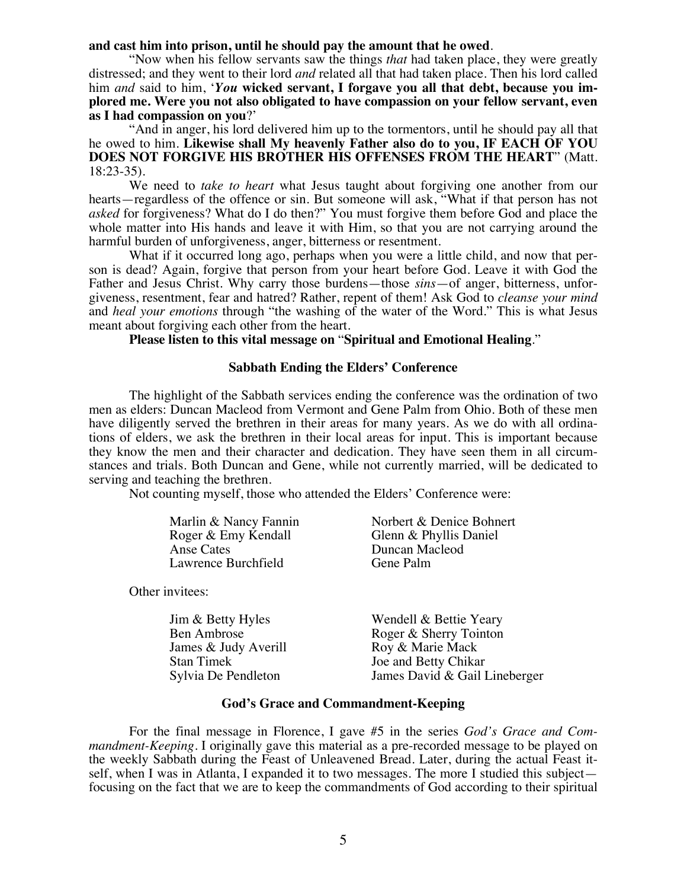**and cast him into prison, until he should pay the amount that he owed**.

"Now when his fellow servants saw the things *that* had taken place, they were greatly distressed; and they went to their lord *and* related all that had taken place. Then his lord called him *and* said to him, '***You* wicked servant, I forgave you all that debt, because you implored me. Were you not also obligated to have compassion on your fellow servant, even as I had compassion on you**?'

"And in anger, his lord delivered him up to the tormentors, until he should pay all that he owed to him. **Likewise shall My heavenly Father also do to you, IF EACH OF YOU DOES NOT FORGIVE HIS BROTHER HIS OFFENSES FROM THE HEART**" (Matt. 18:23-35).

We need to *take to heart* what Jesus taught about forgiving one another from our hearts—regardless of the offence or sin. But someone will ask, "What if that person has not *asked* for forgiveness? What do I do then?" You must forgive them before God and place the whole matter into His hands and leave it with Him, so that you are not carrying around the harmful burden of unforgiveness, anger, bitterness or resentment.

What if it occurred long ago, perhaps when you were a little child, and now that person is dead? Again, forgive that person from your heart before God. Leave it with God the Father and Jesus Christ. Why carry those burdens—those *sins*—of anger, bitterness, unforgiveness, resentment, fear and hatred? Rather, repent of them! Ask God to *cleanse your mind* and *heal your emotions* through "the washing of the water of the Word." This is what Jesus meant about forgiving each other from the heart.

**Please listen to this vital message on "Spiritual and Emotional Healing**."

### Sabbath Ending the Elders' Conference

The highlight of the Sabbath services ending the conference was the ordination of two men as elders: Duncan Macleod from Vermont and Gene Palm from Ohio. Both of these men have diligently served the brethren in their areas for many years. As we do with all ordinations of elders, we ask the brethren in their local areas for input. This is important because they know the men and their character and dedication. They have seen them in all circumstances and trials. Both Duncan and Gene, while not currently married, will be dedicated to serving and teaching the brethren.

Not counting myself, those who attended the Elders' Conference were:

| | |
|---|---|
| Marlin & Nancy Fannin | Norbert & Denice Bohnert |
| Roger & Emy Kendall | Glenn & Phyllis Daniel |
| Anse Cates | Duncan Macleod |
| Lawrence Burchfield | Gene Palm |

Other invitees:

| | |
|---|---|
| Jim & Betty Hyles | Wendell & Bettie Yeary |
| Ben Ambrose | Roger & Sherry Tointon |
| James & Judy Averill | Roy & Marie Mack |
| Stan Timek | Joe and Betty Chikar |
| Sylvia De Pendleton | James David & Gail Lineberger |

### God's Grace and Commandment-Keeping

For the final message in Florence, I gave #5 in the series *God's Grace and Commandment-Keeping*. I originally gave this material as a pre-recorded message to be played on the weekly Sabbath during the Feast of Unleavened Bread. Later, during the actual Feast itself, when I was in Atlanta, I expanded it to two messages. The more I studied this subject—focusing on the fact that we are to keep the commandments of God according to their spiritual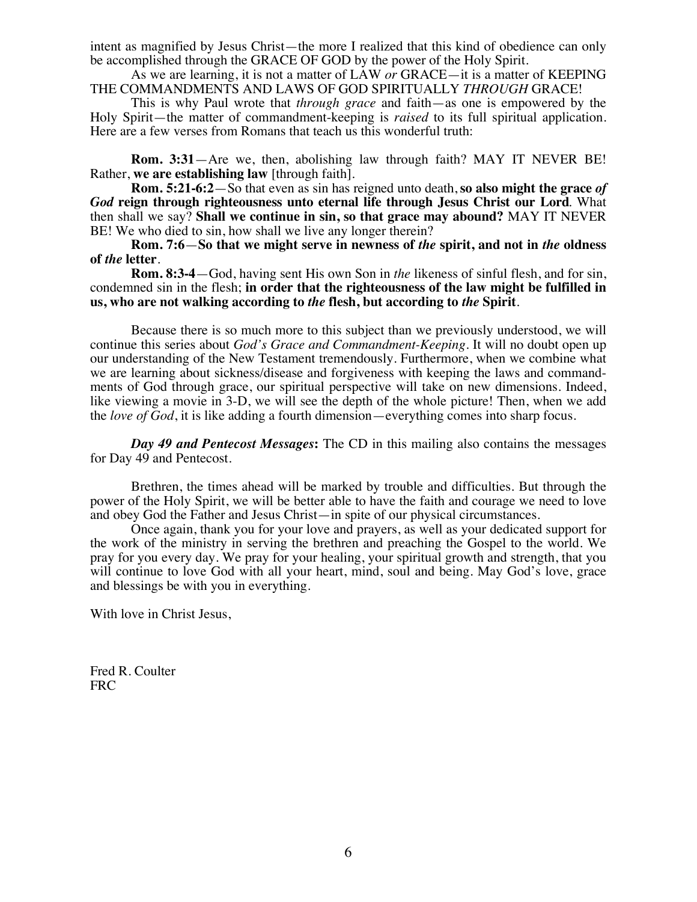intent as magnified by Jesus Christ—the more I realized that this kind of obedience can only be accomplished through the GRACE OF GOD by the power of the Holy Spirit.

As we are learning, it is not a matter of LAW *or* GRACE—it is a matter of KEEPING THE COMMANDMENTS AND LAWS OF GOD SPIRITUALLY *THROUGH* GRACE!

This is why Paul wrote that *through grace* and faith—as one is empowered by the Holy Spirit—the matter of commandment-keeping is *raised* to its full spiritual application. Here are a few verses from Romans that teach us this wonderful truth:

**Rom. 3:31**—Are we, then, abolishing law through faith? MAY IT NEVER BE! Rather, **we are establishing law** [through faith].

**Rom. 5:21-6:2**—So that even as sin has reigned unto death, **so also might the grace *of God* reign through righteousness unto eternal life through Jesus Christ our Lord**. What then shall we say? **Shall we continue in sin, so that grace may abound?** MAY IT NEVER BE! We who died to sin, how shall we live any longer therein?

**Rom. 7:6**—**So that we might serve in newness of *the* spirit, and not in *the* oldness of *the* letter**.

**Rom. 8:3-4**—God, having sent His own Son in *the* likeness of sinful flesh, and for sin, condemned sin in the flesh; **in order that the righteousness of the law might be fulfilled in us, who are not walking according to *the* flesh, but according to *the* Spirit**.

Because there is so much more to this subject than we previously understood, we will continue this series about *God's Grace and Commandment-Keeping*. It will no doubt open up our understanding of the New Testament tremendously. Furthermore, when we combine what we are learning about sickness/disease and forgiveness with keeping the laws and commandments of God through grace, our spiritual perspective will take on new dimensions. Indeed, like viewing a movie in 3-D, we will see the depth of the whole picture! Then, when we add the *love of God*, it is like adding a fourth dimension—everything comes into sharp focus.

***Day 49 and Pentecost Messages*:** The CD in this mailing also contains the messages for Day 49 and Pentecost.

Brethren, the times ahead will be marked by trouble and difficulties. But through the power of the Holy Spirit, we will be better able to have the faith and courage we need to love and obey God the Father and Jesus Christ—in spite of our physical circumstances.

Once again, thank you for your love and prayers, as well as your dedicated support for the work of the ministry in serving the brethren and preaching the Gospel to the world. We pray for you every day. We pray for your healing, your spiritual growth and strength, that you will continue to love God with all your heart, mind, soul and being. May God's love, grace and blessings be with you in everything.

With love in Christ Jesus,

Fred R. Coulter
FRC